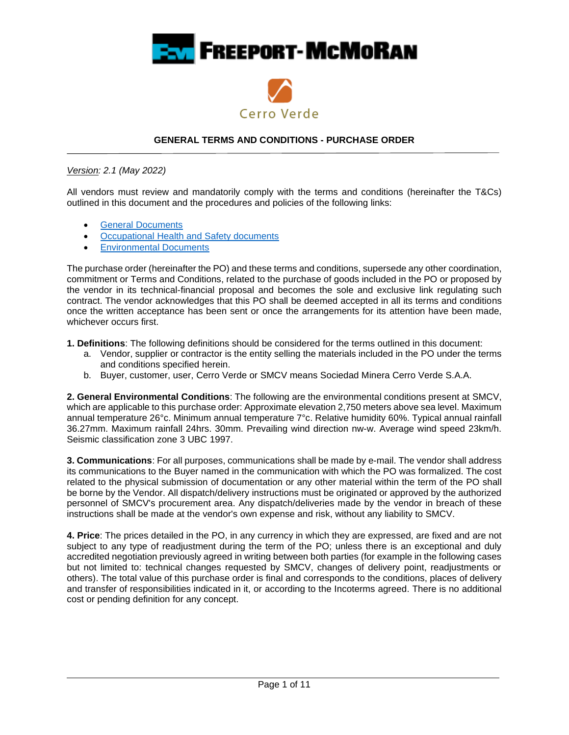# GENERAL TERMS AND CONDITIONS - PURCHASE ORDER

*Version: 2.1 (May 2022)*

All vendors must review and mandatorily comply with the terms and conditions (hereinafter the T&Cs) outlined in this document and the procedures and policies of the following links:

- General Documents
- Occupational Health and Safety documents
- Environmental Documents

The purchase order (hereinafter the PO) and these terms and conditions, supersede any other coordination, commitment or Terms and Conditions, related to the purchase of goods included in the PO or proposed by the vendor in its technical-financial proposal and becomes the sole and exclusive link regulating such contract. The vendor acknowledges that this PO shall be deemed accepted in all its terms and conditions once the written acceptance has been sent or once the arrangements for its attention have been made, whichever occurs first.

**1. Definitions**: The following definitions should be considered for the terms outlined in this document:

a. Vendor, supplier or contractor is the entity selling the materials included in the PO under the terms and conditions specified herein.
b. Buyer, customer, user, Cerro Verde or SMCV means Sociedad Minera Cerro Verde S.A.A.

**2. General Environmental Conditions**: The following are the environmental conditions present at SMCV, which are applicable to this purchase order: Approximate elevation 2,750 meters above sea level. Maximum annual temperature 26°c. Minimum annual temperature 7°c. Relative humidity 60%. Typical annual rainfall 36.27mm. Maximum rainfall 24hrs. 30mm. Prevailing wind direction nw-w. Average wind speed 23km/h. Seismic classification zone 3 UBC 1997.

**3. Communications**: For all purposes, communications shall be made by e-mail. The vendor shall address its communications to the Buyer named in the communication with which the PO was formalized. The cost related to the physical submission of documentation or any other material within the term of the PO shall be borne by the Vendor. All dispatch/delivery instructions must be originated or approved by the authorized personnel of SMCV's procurement area. Any dispatch/deliveries made by the vendor in breach of these instructions shall be made at the vendor's own expense and risk, without any liability to SMCV.

**4. Price**: The prices detailed in the PO, in any currency in which they are expressed, are fixed and are not subject to any type of readjustment during the term of the PO; unless there is an exceptional and duly accredited negotiation previously agreed in writing between both parties (for example in the following cases but not limited to: technical changes requested by SMCV, changes of delivery point, readjustments or others). The total value of this purchase order is final and corresponds to the conditions, places of delivery and transfer of responsibilities indicated in it, or according to the Incoterms agreed. There is no additional cost or pending definition for any concept.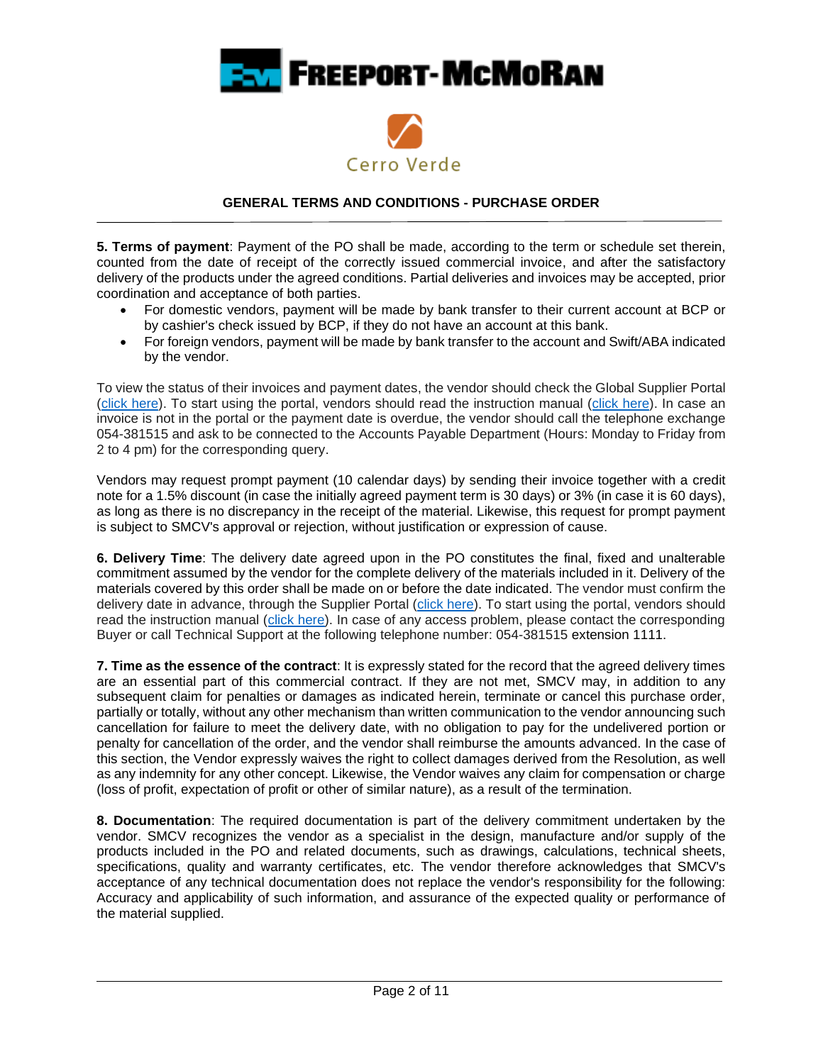**5. Terms of payment**: Payment of the PO shall be made, according to the term or schedule set therein, counted from the date of receipt of the correctly issued commercial invoice, and after the satisfactory delivery of the products under the agreed conditions. Partial deliveries and invoices may be accepted, prior coordination and acceptance of both parties.

- For domestic vendors, payment will be made by bank transfer to their current account at BCP or by cashier's check issued by BCP, if they do not have an account at this bank.
- For foreign vendors, payment will be made by bank transfer to the account and Swift/ABA indicated by the vendor.

To view the status of their invoices and payment dates, the vendor should check the Global Supplier Portal (click here). To start using the portal, vendors should read the instruction manual (click here). In case an invoice is not in the portal or the payment date is overdue, the vendor should call the telephone exchange 054-381515 and ask to be connected to the Accounts Payable Department (Hours: Monday to Friday from 2 to 4 pm) for the corresponding query.

Vendors may request prompt payment (10 calendar days) by sending their invoice together with a credit note for a 1.5% discount (in case the initially agreed payment term is 30 days) or 3% (in case it is 60 days), as long as there is no discrepancy in the receipt of the material. Likewise, this request for prompt payment is subject to SMCV's approval or rejection, without justification or expression of cause.

**6. Delivery Time**: The delivery date agreed upon in the PO constitutes the final, fixed and unalterable commitment assumed by the vendor for the complete delivery of the materials included in it. Delivery of the materials covered by this order shall be made on or before the date indicated. The vendor must confirm the delivery date in advance, through the Supplier Portal (click here). To start using the portal, vendors should read the instruction manual (click here). In case of any access problem, please contact the corresponding Buyer or call Technical Support at the following telephone number: 054-381515 extension 1111.

**7. Time as the essence of the contract**: It is expressly stated for the record that the agreed delivery times are an essential part of this commercial contract. If they are not met, SMCV may, in addition to any subsequent claim for penalties or damages as indicated herein, terminate or cancel this purchase order, partially or totally, without any other mechanism than written communication to the vendor announcing such cancellation for failure to meet the delivery date, with no obligation to pay for the undelivered portion or penalty for cancellation of the order, and the vendor shall reimburse the amounts advanced. In the case of this section, the Vendor expressly waives the right to collect damages derived from the Resolution, as well as any indemnity for any other concept. Likewise, the Vendor waives any claim for compensation or charge (loss of profit, expectation of profit or other of similar nature), as a result of the termination.

**8. Documentation**: The required documentation is part of the delivery commitment undertaken by the vendor. SMCV recognizes the vendor as a specialist in the design, manufacture and/or supply of the products included in the PO and related documents, such as drawings, calculations, technical sheets, specifications, quality and warranty certificates, etc. The vendor therefore acknowledges that SMCV's acceptance of any technical documentation does not replace the vendor's responsibility for the following: Accuracy and applicability of such information, and assurance of the expected quality or performance of the material supplied.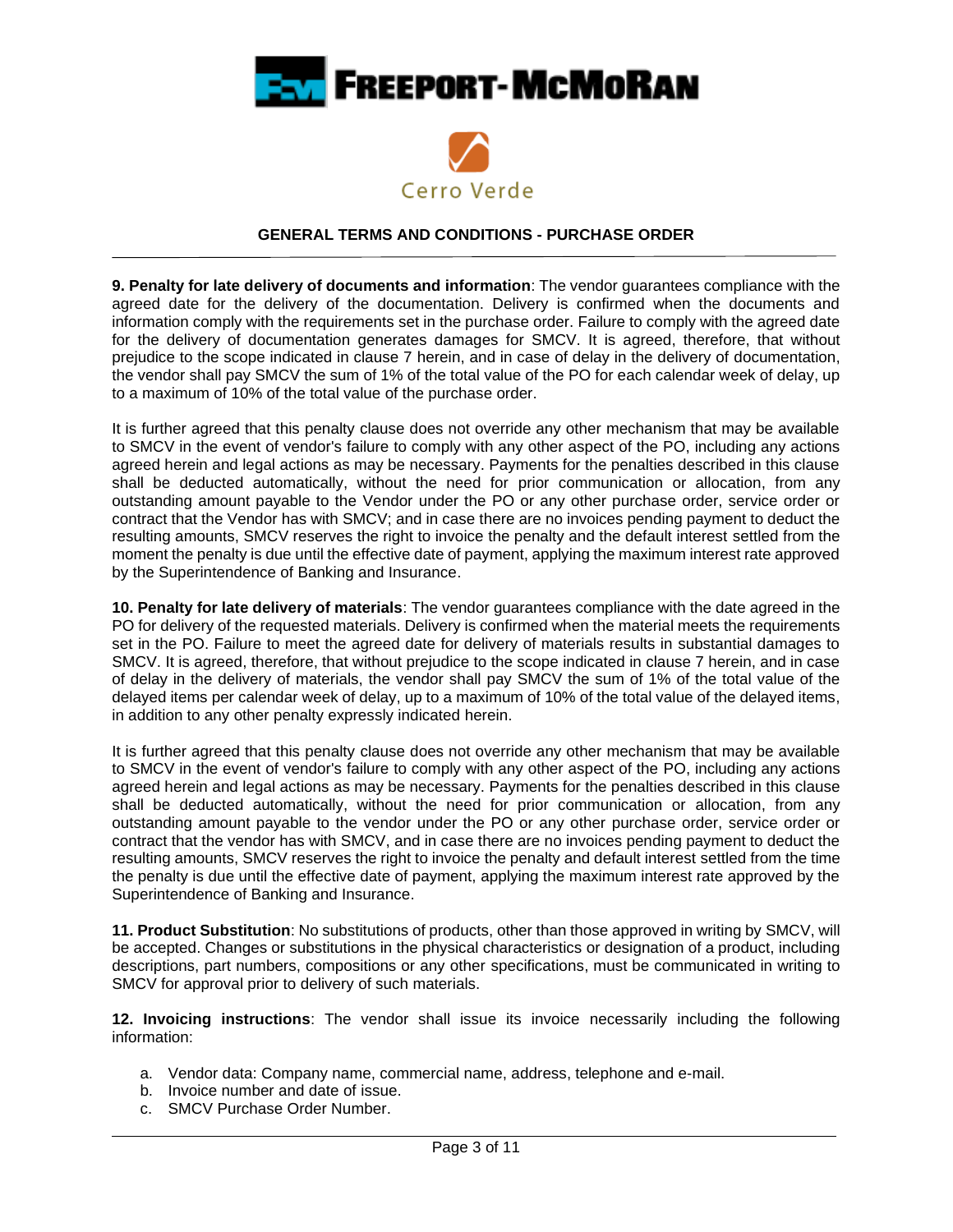**9. Penalty for late delivery of documents and information**: The vendor guarantees compliance with the agreed date for the delivery of the documentation. Delivery is confirmed when the documents and information comply with the requirements set in the purchase order. Failure to comply with the agreed date for the delivery of documentation generates damages for SMCV. It is agreed, therefore, that without prejudice to the scope indicated in clause 7 herein, and in case of delay in the delivery of documentation, the vendor shall pay SMCV the sum of 1% of the total value of the PO for each calendar week of delay, up to a maximum of 10% of the total value of the purchase order.

It is further agreed that this penalty clause does not override any other mechanism that may be available to SMCV in the event of vendor's failure to comply with any other aspect of the PO, including any actions agreed herein and legal actions as may be necessary. Payments for the penalties described in this clause shall be deducted automatically, without the need for prior communication or allocation, from any outstanding amount payable to the Vendor under the PO or any other purchase order, service order or contract that the Vendor has with SMCV; and in case there are no invoices pending payment to deduct the resulting amounts, SMCV reserves the right to invoice the penalty and the default interest settled from the moment the penalty is due until the effective date of payment, applying the maximum interest rate approved by the Superintendence of Banking and Insurance.

**10. Penalty for late delivery of materials**: The vendor guarantees compliance with the date agreed in the PO for delivery of the requested materials. Delivery is confirmed when the material meets the requirements set in the PO. Failure to meet the agreed date for delivery of materials results in substantial damages to SMCV. It is agreed, therefore, that without prejudice to the scope indicated in clause 7 herein, and in case of delay in the delivery of materials, the vendor shall pay SMCV the sum of 1% of the total value of the delayed items per calendar week of delay, up to a maximum of 10% of the total value of the delayed items, in addition to any other penalty expressly indicated herein.

It is further agreed that this penalty clause does not override any other mechanism that may be available to SMCV in the event of vendor's failure to comply with any other aspect of the PO, including any actions agreed herein and legal actions as may be necessary. Payments for the penalties described in this clause shall be deducted automatically, without the need for prior communication or allocation, from any outstanding amount payable to the vendor under the PO or any other purchase order, service order or contract that the vendor has with SMCV, and in case there are no invoices pending payment to deduct the resulting amounts, SMCV reserves the right to invoice the penalty and default interest settled from the time the penalty is due until the effective date of payment, applying the maximum interest rate approved by the Superintendence of Banking and Insurance.

**11. Product Substitution**: No substitutions of products, other than those approved in writing by SMCV, will be accepted. Changes or substitutions in the physical characteristics or designation of a product, including descriptions, part numbers, compositions or any other specifications, must be communicated in writing to SMCV for approval prior to delivery of such materials.

**12. Invoicing instructions**: The vendor shall issue its invoice necessarily including the following information:

a. Vendor data: Company name, commercial name, address, telephone and e-mail.
b. Invoice number and date of issue.
c. SMCV Purchase Order Number.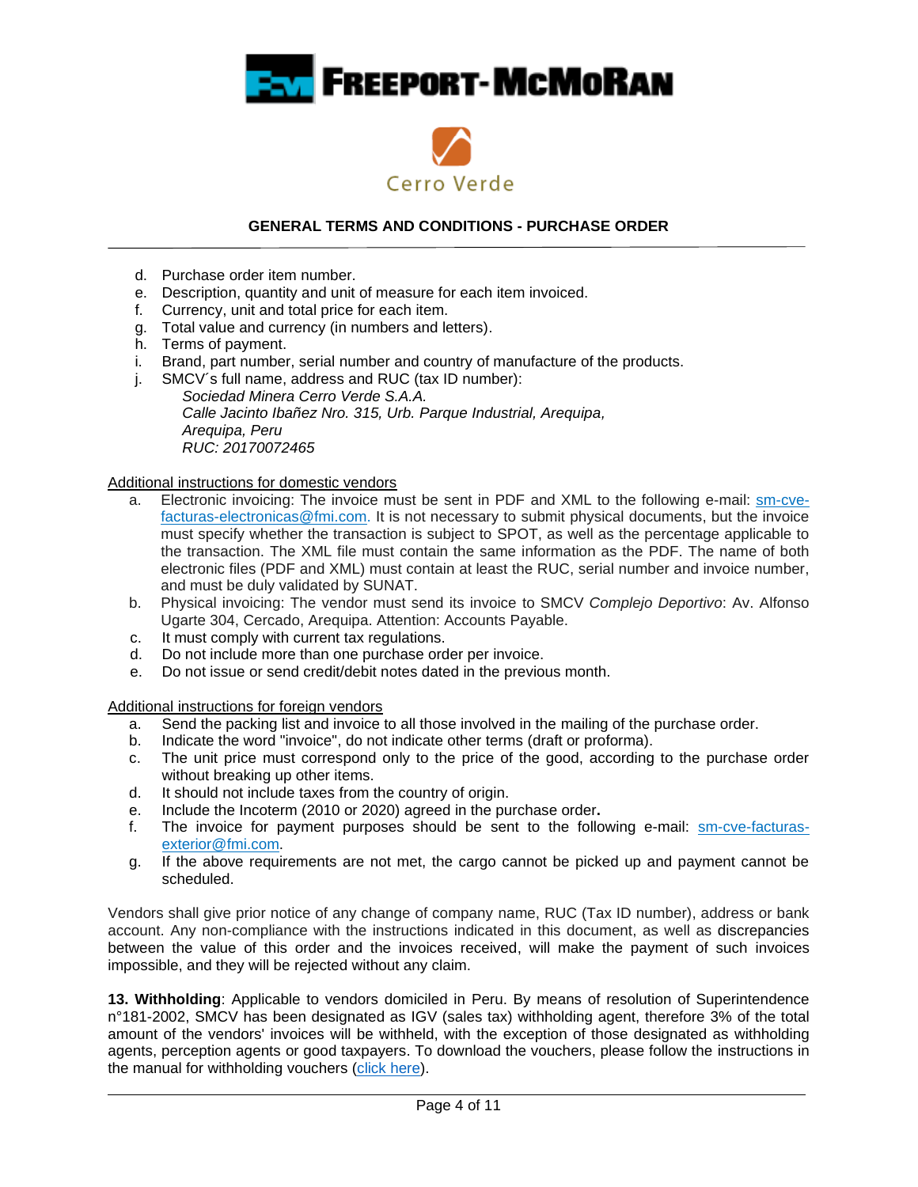d. Purchase order item number.
e. Description, quantity and unit of measure for each item invoiced.
f. Currency, unit and total price for each item.
g. Total value and currency (in numbers and letters).
h. Terms of payment.
i. Brand, part number, serial number and country of manufacture of the products.
j. SMCV´s full name, address and RUC (tax ID number):
   *Sociedad Minera Cerro Verde S.A.A.*
   *Calle Jacinto Ibañez Nro. 315, Urb. Parque Industrial, Arequipa, Arequipa, Peru*
   *RUC: 20170072465*

Additional instructions for domestic vendors

a. Electronic invoicing: The invoice must be sent in PDF and XML to the following e-mail: sm-cve-facturas-electronicas@fmi.com. It is not necessary to submit physical documents, but the invoice must specify whether the transaction is subject to SPOT, as well as the percentage applicable to the transaction. The XML file must contain the same information as the PDF. The name of both electronic files (PDF and XML) must contain at least the RUC, serial number and invoice number, and must be duly validated by SUNAT.
b. Physical invoicing: The vendor must send its invoice to SMCV *Complejo Deportivo*: Av. Alfonso Ugarte 304, Cercado, Arequipa. Attention: Accounts Payable.
c. It must comply with current tax regulations.
d. Do not include more than one purchase order per invoice.
e. Do not issue or send credit/debit notes dated in the previous month.

Additional instructions for foreign vendors

a. Send the packing list and invoice to all those involved in the mailing of the purchase order.
b. Indicate the word "invoice", do not indicate other terms (draft or proforma).
c. The unit price must correspond only to the price of the good, according to the purchase order without breaking up other items.
d. It should not include taxes from the country of origin.
e. Include the Incoterm (2010 or 2020) agreed in the purchase order**.**
f. The invoice for payment purposes should be sent to the following e-mail: sm-cve-facturas-exterior@fmi.com.
g. If the above requirements are not met, the cargo cannot be picked up and payment cannot be scheduled.

Vendors shall give prior notice of any change of company name, RUC (Tax ID number), address or bank account. Any non-compliance with the instructions indicated in this document, as well as discrepancies between the value of this order and the invoices received, will make the payment of such invoices impossible, and they will be rejected without any claim.

**13. Withholding**: Applicable to vendors domiciled in Peru. By means of resolution of Superintendence n°181-2002, SMCV has been designated as IGV (sales tax) withholding agent, therefore 3% of the total amount of the vendors' invoices will be withheld, with the exception of those designated as withholding agents, perception agents or good taxpayers. To download the vouchers, please follow the instructions in the manual for withholding vouchers (click here).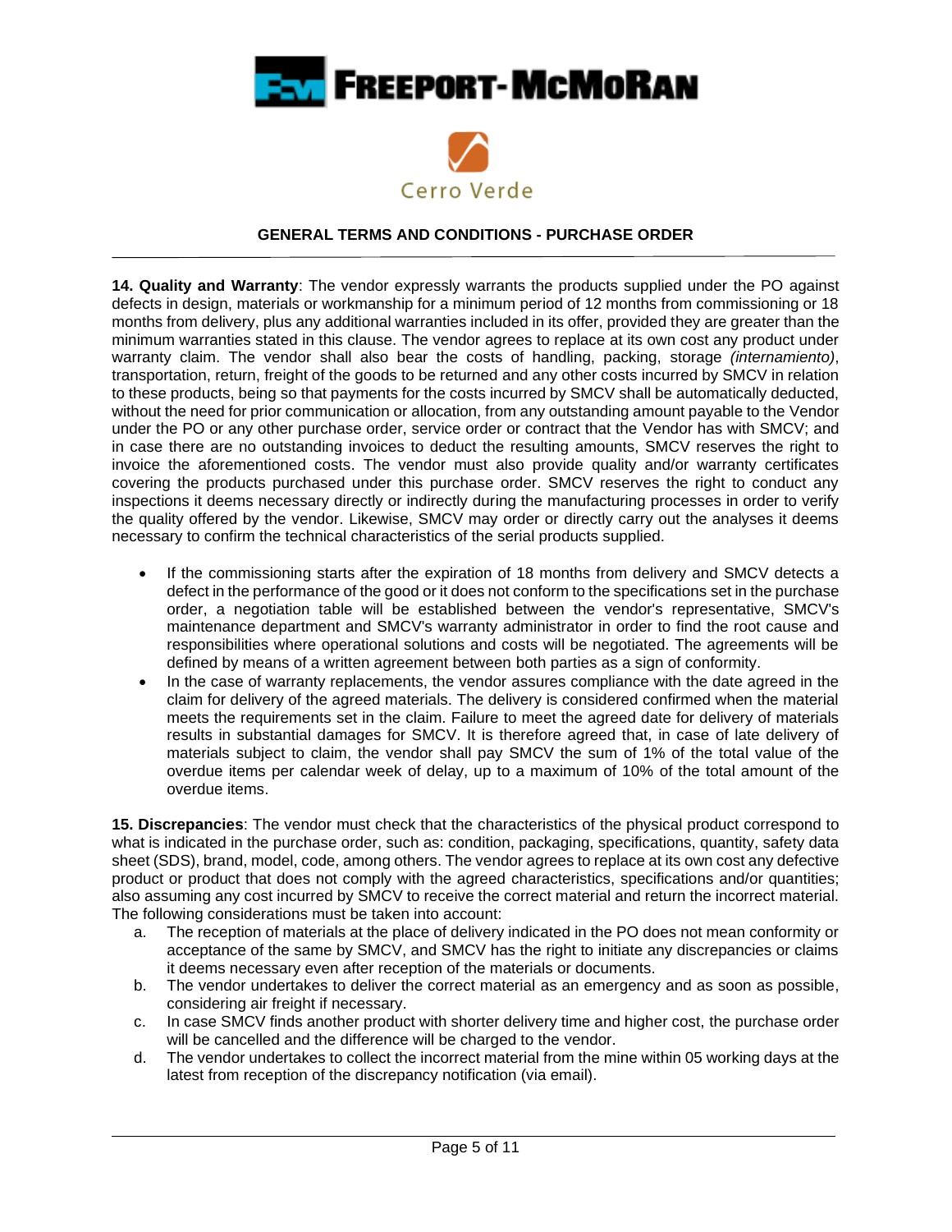**14. Quality and Warranty**: The vendor expressly warrants the products supplied under the PO against defects in design, materials or workmanship for a minimum period of 12 months from commissioning or 18 months from delivery, plus any additional warranties included in its offer, provided they are greater than the minimum warranties stated in this clause. The vendor agrees to replace at its own cost any product under warranty claim. The vendor shall also bear the costs of handling, packing, storage *(internamiento)*, transportation, return, freight of the goods to be returned and any other costs incurred by SMCV in relation to these products, being so that payments for the costs incurred by SMCV shall be automatically deducted, without the need for prior communication or allocation, from any outstanding amount payable to the Vendor under the PO or any other purchase order, service order or contract that the Vendor has with SMCV; and in case there are no outstanding invoices to deduct the resulting amounts, SMCV reserves the right to invoice the aforementioned costs. The vendor must also provide quality and/or warranty certificates covering the products purchased under this purchase order. SMCV reserves the right to conduct any inspections it deems necessary directly or indirectly during the manufacturing processes in order to verify the quality offered by the vendor. Likewise, SMCV may order or directly carry out the analyses it deems necessary to confirm the technical characteristics of the serial products supplied.

- If the commissioning starts after the expiration of 18 months from delivery and SMCV detects a defect in the performance of the good or it does not conform to the specifications set in the purchase order, a negotiation table will be established between the vendor's representative, SMCV's maintenance department and SMCV's warranty administrator in order to find the root cause and responsibilities where operational solutions and costs will be negotiated. The agreements will be defined by means of a written agreement between both parties as a sign of conformity.
- In the case of warranty replacements, the vendor assures compliance with the date agreed in the claim for delivery of the agreed materials. The delivery is considered confirmed when the material meets the requirements set in the claim. Failure to meet the agreed date for delivery of materials results in substantial damages for SMCV. It is therefore agreed that, in case of late delivery of materials subject to claim, the vendor shall pay SMCV the sum of 1% of the total value of the overdue items per calendar week of delay, up to a maximum of 10% of the total amount of the overdue items.

**15. Discrepancies**: The vendor must check that the characteristics of the physical product correspond to what is indicated in the purchase order, such as: condition, packaging, specifications, quantity, safety data sheet (SDS), brand, model, code, among others. The vendor agrees to replace at its own cost any defective product or product that does not comply with the agreed characteristics, specifications and/or quantities; also assuming any cost incurred by SMCV to receive the correct material and return the incorrect material. The following considerations must be taken into account:

a. The reception of materials at the place of delivery indicated in the PO does not mean conformity or acceptance of the same by SMCV, and SMCV has the right to initiate any discrepancies or claims it deems necessary even after reception of the materials or documents.
b. The vendor undertakes to deliver the correct material as an emergency and as soon as possible, considering air freight if necessary.
c. In case SMCV finds another product with shorter delivery time and higher cost, the purchase order will be cancelled and the difference will be charged to the vendor.
d. The vendor undertakes to collect the incorrect material from the mine within 05 working days at the latest from reception of the discrepancy notification (via email).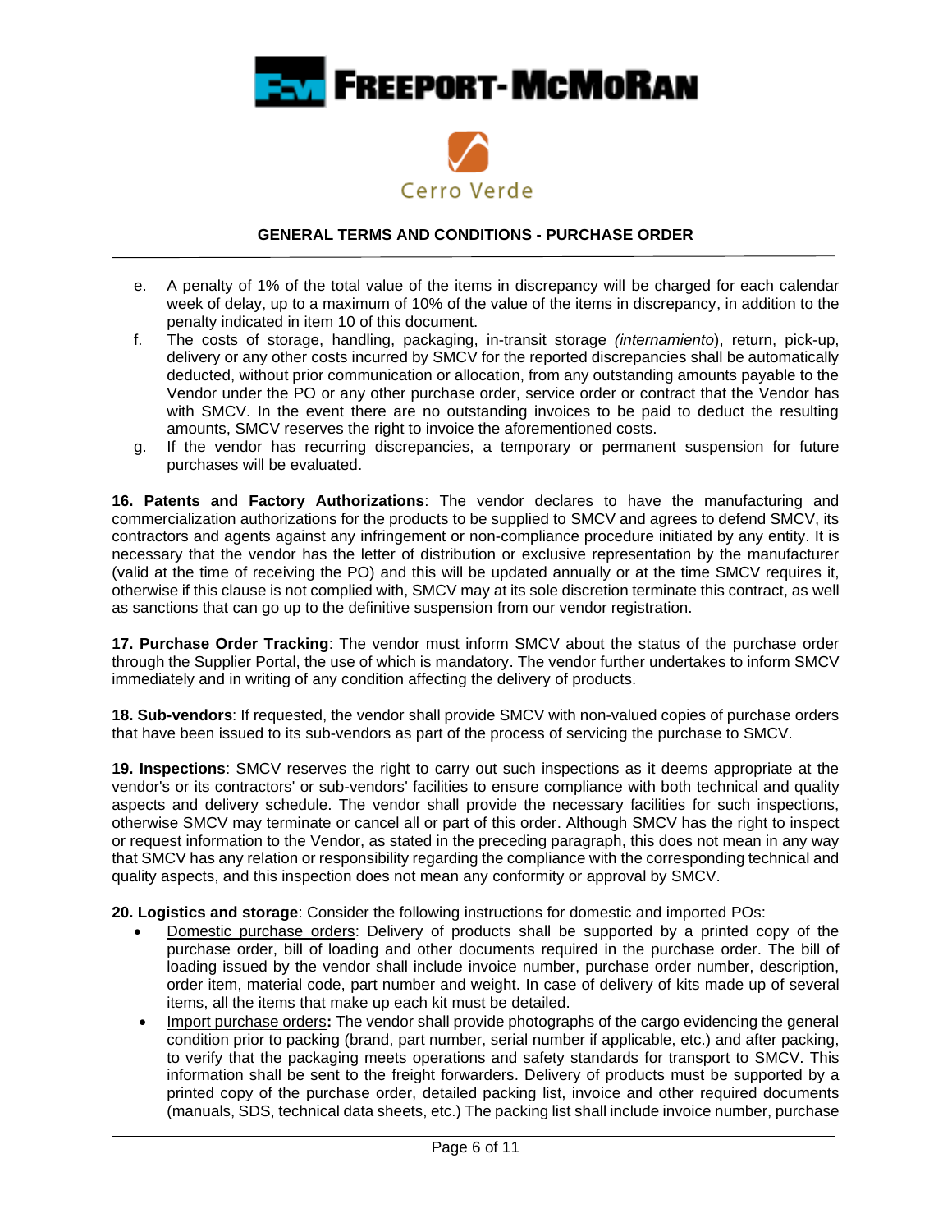e. A penalty of 1% of the total value of the items in discrepancy will be charged for each calendar week of delay, up to a maximum of 10% of the value of the items in discrepancy, in addition to the penalty indicated in item 10 of this document.
f. The costs of storage, handling, packaging, in-transit storage *(internamiento)*, return, pick-up, delivery or any other costs incurred by SMCV for the reported discrepancies shall be automatically deducted, without prior communication or allocation, from any outstanding amounts payable to the Vendor under the PO or any other purchase order, service order or contract that the Vendor has with SMCV. In the event there are no outstanding invoices to be paid to deduct the resulting amounts, SMCV reserves the right to invoice the aforementioned costs.
g. If the vendor has recurring discrepancies, a temporary or permanent suspension for future purchases will be evaluated.

**16. Patents and Factory Authorizations**: The vendor declares to have the manufacturing and commercialization authorizations for the products to be supplied to SMCV and agrees to defend SMCV, its contractors and agents against any infringement or non-compliance procedure initiated by any entity. It is necessary that the vendor has the letter of distribution or exclusive representation by the manufacturer (valid at the time of receiving the PO) and this will be updated annually or at the time SMCV requires it, otherwise if this clause is not complied with, SMCV may at its sole discretion terminate this contract, as well as sanctions that can go up to the definitive suspension from our vendor registration.

**17. Purchase Order Tracking**: The vendor must inform SMCV about the status of the purchase order through the Supplier Portal, the use of which is mandatory. The vendor further undertakes to inform SMCV immediately and in writing of any condition affecting the delivery of products.

**18. Sub-vendors**: If requested, the vendor shall provide SMCV with non-valued copies of purchase orders that have been issued to its sub-vendors as part of the process of servicing the purchase to SMCV.

**19. Inspections**: SMCV reserves the right to carry out such inspections as it deems appropriate at the vendor's or its contractors' or sub-vendors' facilities to ensure compliance with both technical and quality aspects and delivery schedule. The vendor shall provide the necessary facilities for such inspections, otherwise SMCV may terminate or cancel all or part of this order. Although SMCV has the right to inspect or request information to the Vendor, as stated in the preceding paragraph, this does not mean in any way that SMCV has any relation or responsibility regarding the compliance with the corresponding technical and quality aspects, and this inspection does not mean any conformity or approval by SMCV.

**20. Logistics and storage**: Consider the following instructions for domestic and imported POs:

- <u>Domestic purchase orders</u>: Delivery of products shall be supported by a printed copy of the purchase order, bill of loading and other documents required in the purchase order. The bill of loading issued by the vendor shall include invoice number, purchase order number, description, order item, material code, part number and weight. In case of delivery of kits made up of several items, all the items that make up each kit must be detailed.
- <u>Import purchase orders</u>**:** The vendor shall provide photographs of the cargo evidencing the general condition prior to packing (brand, part number, serial number if applicable, etc.) and after packing, to verify that the packaging meets operations and safety standards for transport to SMCV. This information shall be sent to the freight forwarders. Delivery of products must be supported by a printed copy of the purchase order, detailed packing list, invoice and other required documents (manuals, SDS, technical data sheets, etc.) The packing list shall include invoice number, purchase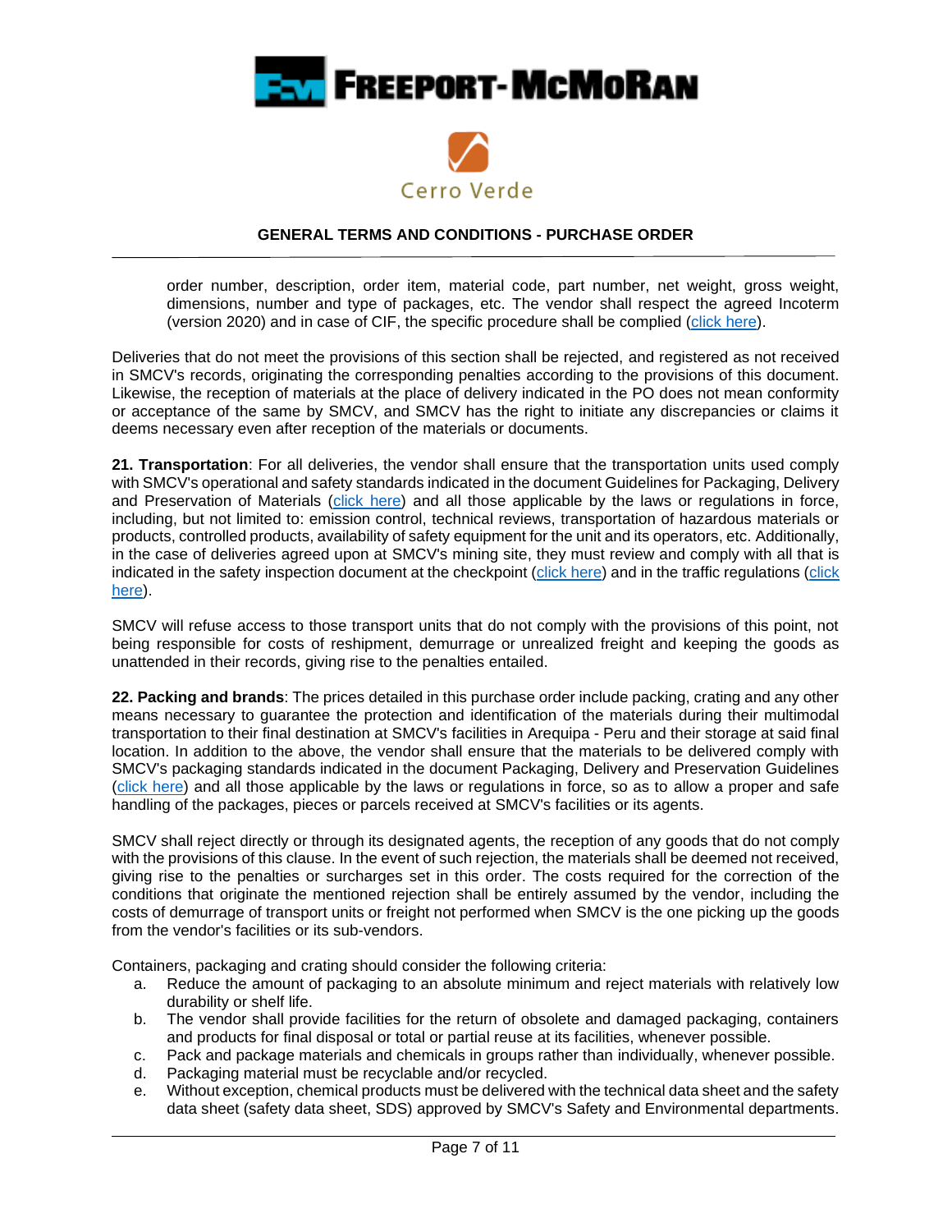order number, description, order item, material code, part number, net weight, gross weight, dimensions, number and type of packages, etc. The vendor shall respect the agreed Incoterm (version 2020) and in case of CIF, the specific procedure shall be complied (click here).

Deliveries that do not meet the provisions of this section shall be rejected, and registered as not received in SMCV's records, originating the corresponding penalties according to the provisions of this document. Likewise, the reception of materials at the place of delivery indicated in the PO does not mean conformity or acceptance of the same by SMCV, and SMCV has the right to initiate any discrepancies or claims it deems necessary even after reception of the materials or documents.

**21. Transportation**: For all deliveries, the vendor shall ensure that the transportation units used comply with SMCV's operational and safety standards indicated in the document Guidelines for Packaging, Delivery and Preservation of Materials (click here) and all those applicable by the laws or regulations in force, including, but not limited to: emission control, technical reviews, transportation of hazardous materials or products, controlled products, availability of safety equipment for the unit and its operators, etc. Additionally, in the case of deliveries agreed upon at SMCV's mining site, they must review and comply with all that is indicated in the safety inspection document at the checkpoint (click here) and in the traffic regulations (click here).

SMCV will refuse access to those transport units that do not comply with the provisions of this point, not being responsible for costs of reshipment, demurrage or unrealized freight and keeping the goods as unattended in their records, giving rise to the penalties entailed.

**22. Packing and brands**: The prices detailed in this purchase order include packing, crating and any other means necessary to guarantee the protection and identification of the materials during their multimodal transportation to their final destination at SMCV's facilities in Arequipa - Peru and their storage at said final location. In addition to the above, the vendor shall ensure that the materials to be delivered comply with SMCV's packaging standards indicated in the document Packaging, Delivery and Preservation Guidelines (click here) and all those applicable by the laws or regulations in force, so as to allow a proper and safe handling of the packages, pieces or parcels received at SMCV's facilities or its agents.

SMCV shall reject directly or through its designated agents, the reception of any goods that do not comply with the provisions of this clause. In the event of such rejection, the materials shall be deemed not received, giving rise to the penalties or surcharges set in this order. The costs required for the correction of the conditions that originate the mentioned rejection shall be entirely assumed by the vendor, including the costs of demurrage of transport units or freight not performed when SMCV is the one picking up the goods from the vendor's facilities or its sub-vendors.

Containers, packaging and crating should consider the following criteria:

a. Reduce the amount of packaging to an absolute minimum and reject materials with relatively low durability or shelf life.
b. The vendor shall provide facilities for the return of obsolete and damaged packaging, containers and products for final disposal or total or partial reuse at its facilities, whenever possible.
c. Pack and package materials and chemicals in groups rather than individually, whenever possible.
d. Packaging material must be recyclable and/or recycled.
e. Without exception, chemical products must be delivered with the technical data sheet and the safety data sheet (safety data sheet, SDS) approved by SMCV's Safety and Environmental departments.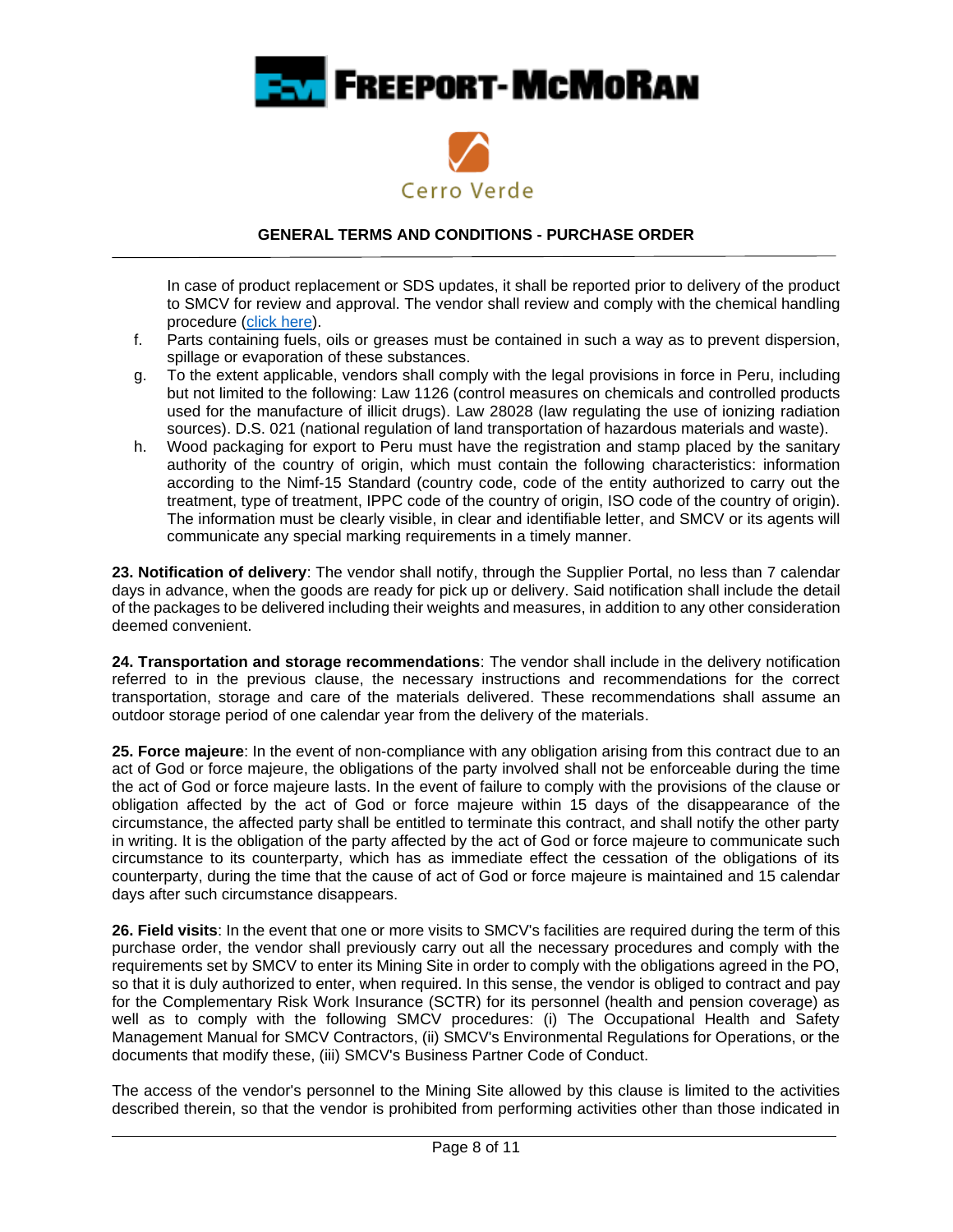In case of product replacement or SDS updates, it shall be reported prior to delivery of the product to SMCV for review and approval. The vendor shall review and comply with the chemical handling procedure (click here).

f. Parts containing fuels, oils or greases must be contained in such a way as to prevent dispersion, spillage or evaporation of these substances.

g. To the extent applicable, vendors shall comply with the legal provisions in force in Peru, including but not limited to the following: Law 1126 (control measures on chemicals and controlled products used for the manufacture of illicit drugs). Law 28028 (law regulating the use of ionizing radiation sources). D.S. 021 (national regulation of land transportation of hazardous materials and waste).

h. Wood packaging for export to Peru must have the registration and stamp placed by the sanitary authority of the country of origin, which must contain the following characteristics: information according to the Nimf-15 Standard (country code, code of the entity authorized to carry out the treatment, type of treatment, IPPC code of the country of origin, ISO code of the country of origin). The information must be clearly visible, in clear and identifiable letter, and SMCV or its agents will communicate any special marking requirements in a timely manner.

**23. Notification of delivery**: The vendor shall notify, through the Supplier Portal, no less than 7 calendar days in advance, when the goods are ready for pick up or delivery. Said notification shall include the detail of the packages to be delivered including their weights and measures, in addition to any other consideration deemed convenient.

**24. Transportation and storage recommendations**: The vendor shall include in the delivery notification referred to in the previous clause, the necessary instructions and recommendations for the correct transportation, storage and care of the materials delivered. These recommendations shall assume an outdoor storage period of one calendar year from the delivery of the materials.

**25. Force majeure**: In the event of non-compliance with any obligation arising from this contract due to an act of God or force majeure, the obligations of the party involved shall not be enforceable during the time the act of God or force majeure lasts. In the event of failure to comply with the provisions of the clause or obligation affected by the act of God or force majeure within 15 days of the disappearance of the circumstance, the affected party shall be entitled to terminate this contract, and shall notify the other party in writing. It is the obligation of the party affected by the act of God or force majeure to communicate such circumstance to its counterparty, which has as immediate effect the cessation of the obligations of its counterparty, during the time that the cause of act of God or force majeure is maintained and 15 calendar days after such circumstance disappears.

**26. Field visits**: In the event that one or more visits to SMCV's facilities are required during the term of this purchase order, the vendor shall previously carry out all the necessary procedures and comply with the requirements set by SMCV to enter its Mining Site in order to comply with the obligations agreed in the PO, so that it is duly authorized to enter, when required. In this sense, the vendor is obliged to contract and pay for the Complementary Risk Work Insurance (SCTR) for its personnel (health and pension coverage) as well as to comply with the following SMCV procedures: (i) The Occupational Health and Safety Management Manual for SMCV Contractors, (ii) SMCV's Environmental Regulations for Operations, or the documents that modify these, (iii) SMCV's Business Partner Code of Conduct.

The access of the vendor's personnel to the Mining Site allowed by this clause is limited to the activities described therein, so that the vendor is prohibited from performing activities other than those indicated in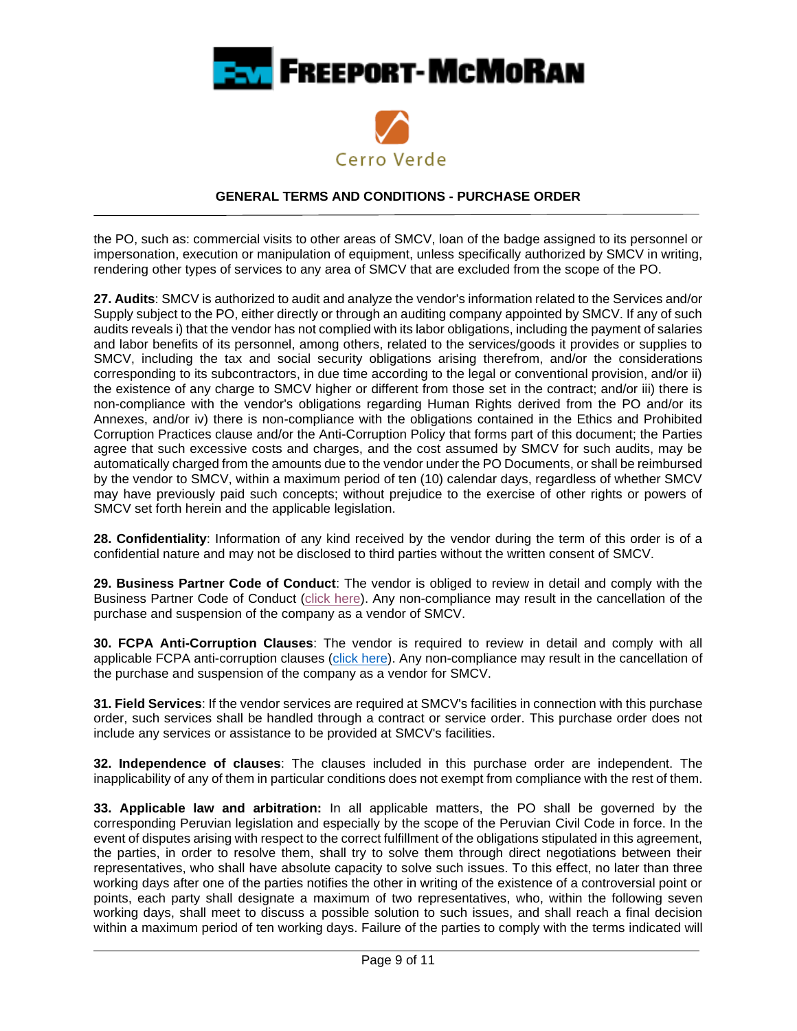the PO, such as: commercial visits to other areas of SMCV, loan of the badge assigned to its personnel or impersonation, execution or manipulation of equipment, unless specifically authorized by SMCV in writing, rendering other types of services to any area of SMCV that are excluded from the scope of the PO.

**27. Audits**: SMCV is authorized to audit and analyze the vendor's information related to the Services and/or Supply subject to the PO, either directly or through an auditing company appointed by SMCV. If any of such audits reveals i) that the vendor has not complied with its labor obligations, including the payment of salaries and labor benefits of its personnel, among others, related to the services/goods it provides or supplies to SMCV, including the tax and social security obligations arising therefrom, and/or the considerations corresponding to its subcontractors, in due time according to the legal or conventional provision, and/or ii) the existence of any charge to SMCV higher or different from those set in the contract; and/or iii) there is non-compliance with the vendor's obligations regarding Human Rights derived from the PO and/or its Annexes, and/or iv) there is non-compliance with the obligations contained in the Ethics and Prohibited Corruption Practices clause and/or the Anti-Corruption Policy that forms part of this document; the Parties agree that such excessive costs and charges, and the cost assumed by SMCV for such audits, may be automatically charged from the amounts due to the vendor under the PO Documents, or shall be reimbursed by the vendor to SMCV, within a maximum period of ten (10) calendar days, regardless of whether SMCV may have previously paid such concepts; without prejudice to the exercise of other rights or powers of SMCV set forth herein and the applicable legislation.

**28. Confidentiality**: Information of any kind received by the vendor during the term of this order is of a confidential nature and may not be disclosed to third parties without the written consent of SMCV.

**29. Business Partner Code of Conduct**: The vendor is obliged to review in detail and comply with the Business Partner Code of Conduct (click here). Any non-compliance may result in the cancellation of the purchase and suspension of the company as a vendor of SMCV.

**30. FCPA Anti-Corruption Clauses**: The vendor is required to review in detail and comply with all applicable FCPA anti-corruption clauses (click here). Any non-compliance may result in the cancellation of the purchase and suspension of the company as a vendor for SMCV.

**31. Field Services**: If the vendor services are required at SMCV's facilities in connection with this purchase order, such services shall be handled through a contract or service order. This purchase order does not include any services or assistance to be provided at SMCV's facilities.

**32. Independence of clauses**: The clauses included in this purchase order are independent. The inapplicability of any of them in particular conditions does not exempt from compliance with the rest of them.

**33. Applicable law and arbitration:** In all applicable matters, the PO shall be governed by the corresponding Peruvian legislation and especially by the scope of the Peruvian Civil Code in force. In the event of disputes arising with respect to the correct fulfillment of the obligations stipulated in this agreement, the parties, in order to resolve them, shall try to solve them through direct negotiations between their representatives, who shall have absolute capacity to solve such issues. To this effect, no later than three working days after one of the parties notifies the other in writing of the existence of a controversial point or points, each party shall designate a maximum of two representatives, who, within the following seven working days, shall meet to discuss a possible solution to such issues, and shall reach a final decision within a maximum period of ten working days. Failure of the parties to comply with the terms indicated will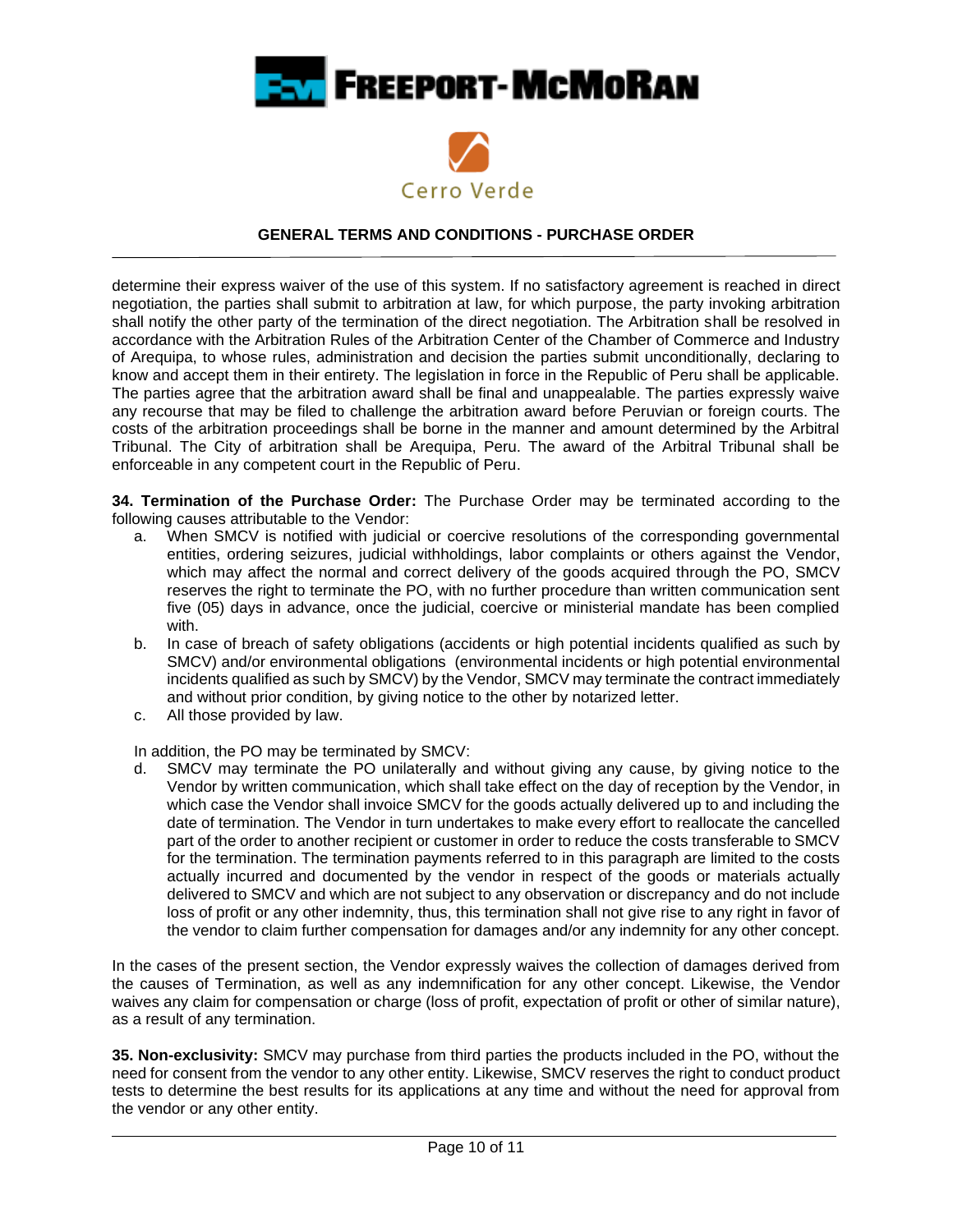determine their express waiver of the use of this system. If no satisfactory agreement is reached in direct negotiation, the parties shall submit to arbitration at law, for which purpose, the party invoking arbitration shall notify the other party of the termination of the direct negotiation. The Arbitration shall be resolved in accordance with the Arbitration Rules of the Arbitration Center of the Chamber of Commerce and Industry of Arequipa, to whose rules, administration and decision the parties submit unconditionally, declaring to know and accept them in their entirety. The legislation in force in the Republic of Peru shall be applicable. The parties agree that the arbitration award shall be final and unappealable. The parties expressly waive any recourse that may be filed to challenge the arbitration award before Peruvian or foreign courts. The costs of the arbitration proceedings shall be borne in the manner and amount determined by the Arbitral Tribunal. The City of arbitration shall be Arequipa, Peru. The award of the Arbitral Tribunal shall be enforceable in any competent court in the Republic of Peru.

**34. Termination of the Purchase Order:** The Purchase Order may be terminated according to the following causes attributable to the Vendor:

a. When SMCV is notified with judicial or coercive resolutions of the corresponding governmental entities, ordering seizures, judicial withholdings, labor complaints or others against the Vendor, which may affect the normal and correct delivery of the goods acquired through the PO, SMCV reserves the right to terminate the PO, with no further procedure than written communication sent five (05) days in advance, once the judicial, coercive or ministerial mandate has been complied with.
b. In case of breach of safety obligations (accidents or high potential incidents qualified as such by SMCV) and/or environmental obligations (environmental incidents or high potential environmental incidents qualified as such by SMCV) by the Vendor, SMCV may terminate the contract immediately and without prior condition, by giving notice to the other by notarized letter.
c. All those provided by law.

In addition, the PO may be terminated by SMCV:

d. SMCV may terminate the PO unilaterally and without giving any cause, by giving notice to the Vendor by written communication, which shall take effect on the day of reception by the Vendor, in which case the Vendor shall invoice SMCV for the goods actually delivered up to and including the date of termination. The Vendor in turn undertakes to make every effort to reallocate the cancelled part of the order to another recipient or customer in order to reduce the costs transferable to SMCV for the termination. The termination payments referred to in this paragraph are limited to the costs actually incurred and documented by the vendor in respect of the goods or materials actually delivered to SMCV and which are not subject to any observation or discrepancy and do not include loss of profit or any other indemnity, thus, this termination shall not give rise to any right in favor of the vendor to claim further compensation for damages and/or any indemnity for any other concept.

In the cases of the present section, the Vendor expressly waives the collection of damages derived from the causes of Termination, as well as any indemnification for any other concept. Likewise, the Vendor waives any claim for compensation or charge (loss of profit, expectation of profit or other of similar nature), as a result of any termination.

**35. Non-exclusivity:** SMCV may purchase from third parties the products included in the PO, without the need for consent from the vendor to any other entity. Likewise, SMCV reserves the right to conduct product tests to determine the best results for its applications at any time and without the need for approval from the vendor or any other entity.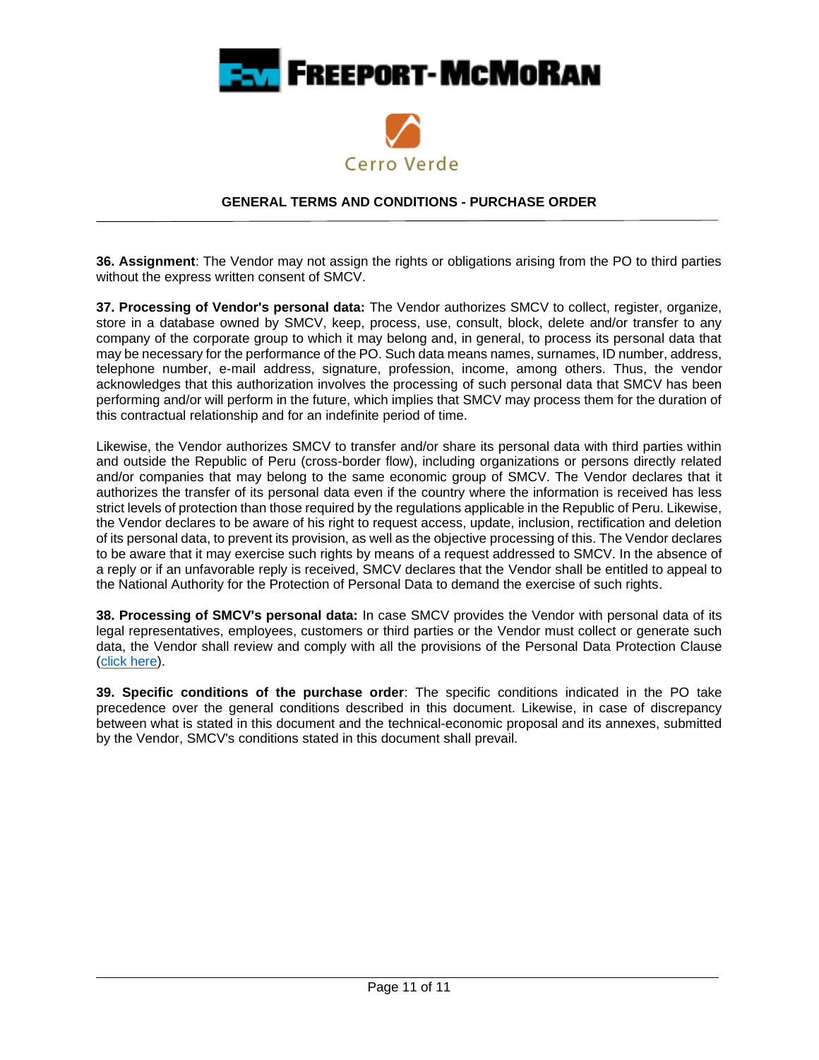**36. Assignment**: The Vendor may not assign the rights or obligations arising from the PO to third parties without the express written consent of SMCV.

**37. Processing of Vendor's personal data:** The Vendor authorizes SMCV to collect, register, organize, store in a database owned by SMCV, keep, process, use, consult, block, delete and/or transfer to any company of the corporate group to which it may belong and, in general, to process its personal data that may be necessary for the performance of the PO. Such data means names, surnames, ID number, address, telephone number, e-mail address, signature, profession, income, among others. Thus, the vendor acknowledges that this authorization involves the processing of such personal data that SMCV has been performing and/or will perform in the future, which implies that SMCV may process them for the duration of this contractual relationship and for an indefinite period of time.

Likewise, the Vendor authorizes SMCV to transfer and/or share its personal data with third parties within and outside the Republic of Peru (cross-border flow), including organizations or persons directly related and/or companies that may belong to the same economic group of SMCV. The Vendor declares that it authorizes the transfer of its personal data even if the country where the information is received has less strict levels of protection than those required by the regulations applicable in the Republic of Peru. Likewise, the Vendor declares to be aware of his right to request access, update, inclusion, rectification and deletion of its personal data, to prevent its provision, as well as the objective processing of this. The Vendor declares to be aware that it may exercise such rights by means of a request addressed to SMCV. In the absence of a reply or if an unfavorable reply is received, SMCV declares that the Vendor shall be entitled to appeal to the National Authority for the Protection of Personal Data to demand the exercise of such rights.

**38. Processing of SMCV's personal data:** In case SMCV provides the Vendor with personal data of its legal representatives, employees, customers or third parties or the Vendor must collect or generate such data, the Vendor shall review and comply with all the provisions of the Personal Data Protection Clause (click here).

**39. Specific conditions of the purchase order**: The specific conditions indicated in the PO take precedence over the general conditions described in this document. Likewise, in case of discrepancy between what is stated in this document and the technical-economic proposal and its annexes, submitted by the Vendor, SMCV's conditions stated in this document shall prevail.